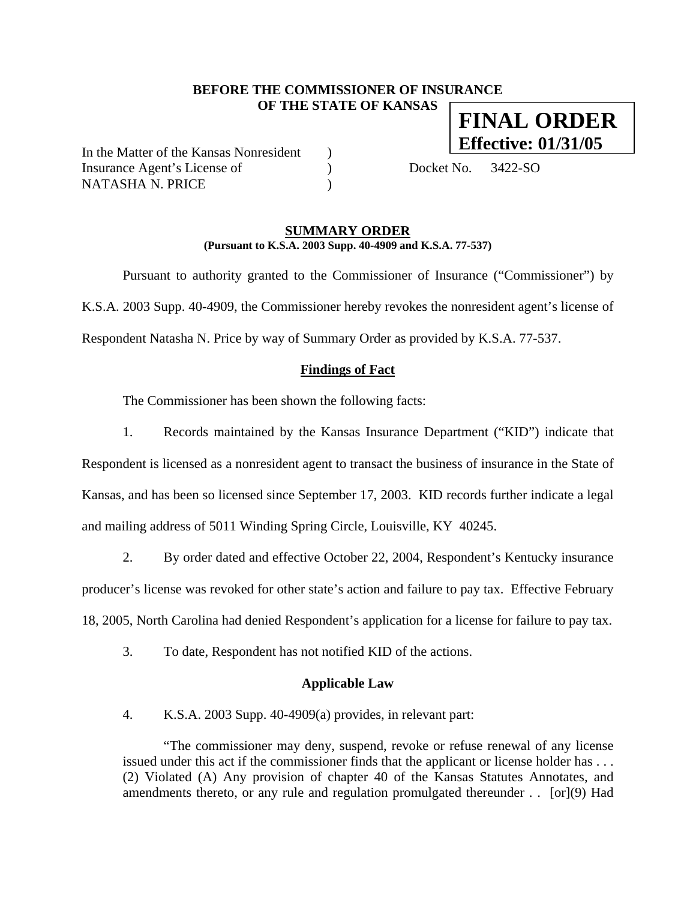**BEFORE THE COMMISSIONER OF INSURANCE**
**OF THE STATE OF KANSAS**

**FINAL ORDER**
**Effective: 01/31/05**

In the Matter of the Kansas Nonresident )
Insurance Agent's License of ) Docket No. 3422-SO
NATASHA N. PRICE )

## SUMMARY ORDER

**(Pursuant to K.S.A. 2003 Supp. 40-4909 and K.S.A. 77-537)**

Pursuant to authority granted to the Commissioner of Insurance ("Commissioner") by K.S.A. 2003 Supp. 40-4909, the Commissioner hereby revokes the nonresident agent's license of Respondent Natasha N. Price by way of Summary Order as provided by K.S.A. 77-537.

### Findings of Fact

The Commissioner has been shown the following facts:

1. Records maintained by the Kansas Insurance Department ("KID") indicate that Respondent is licensed as a nonresident agent to transact the business of insurance in the State of Kansas, and has been so licensed since September 17, 2003. KID records further indicate a legal and mailing address of 5011 Winding Spring Circle, Louisville, KY 40245.

2. By order dated and effective October 22, 2004, Respondent's Kentucky insurance producer's license was revoked for other state's action and failure to pay tax. Effective February 18, 2005, North Carolina had denied Respondent's application for a license for failure to pay tax.

3. To date, Respondent has not notified KID of the actions.

### Applicable Law

4. K.S.A. 2003 Supp. 40-4909(a) provides, in relevant part:

> "The commissioner may deny, suspend, revoke or refuse renewal of any license issued under this act if the commissioner finds that the applicant or license holder has . . . (2) Violated (A) Any provision of chapter 40 of the Kansas Statutes Annotates, and amendments thereto, or any rule and regulation promulgated thereunder . . [or](9) Had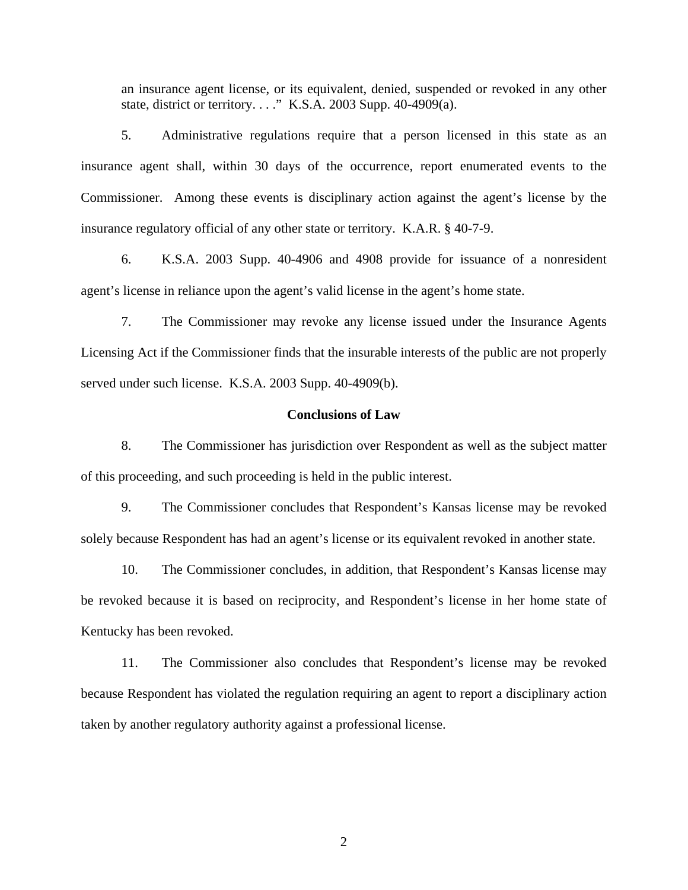an insurance agent license, or its equivalent, denied, suspended or revoked in any other state, district or territory. . . ." K.S.A. 2003 Supp. 40-4909(a).

5. Administrative regulations require that a person licensed in this state as an insurance agent shall, within 30 days of the occurrence, report enumerated events to the Commissioner. Among these events is disciplinary action against the agent's license by the insurance regulatory official of any other state or territory. K.A.R. § 40-7-9.

6. K.S.A. 2003 Supp. 40-4906 and 4908 provide for issuance of a nonresident agent's license in reliance upon the agent's valid license in the agent's home state.

7. The Commissioner may revoke any license issued under the Insurance Agents Licensing Act if the Commissioner finds that the insurable interests of the public are not properly served under such license. K.S.A. 2003 Supp. 40-4909(b).

## Conclusions of Law

8. The Commissioner has jurisdiction over Respondent as well as the subject matter of this proceeding, and such proceeding is held in the public interest.

9. The Commissioner concludes that Respondent's Kansas license may be revoked solely because Respondent has had an agent's license or its equivalent revoked in another state.

10. The Commissioner concludes, in addition, that Respondent's Kansas license may be revoked because it is based on reciprocity, and Respondent's license in her home state of Kentucky has been revoked.

11. The Commissioner also concludes that Respondent's license may be revoked because Respondent has violated the regulation requiring an agent to report a disciplinary action taken by another regulatory authority against a professional license.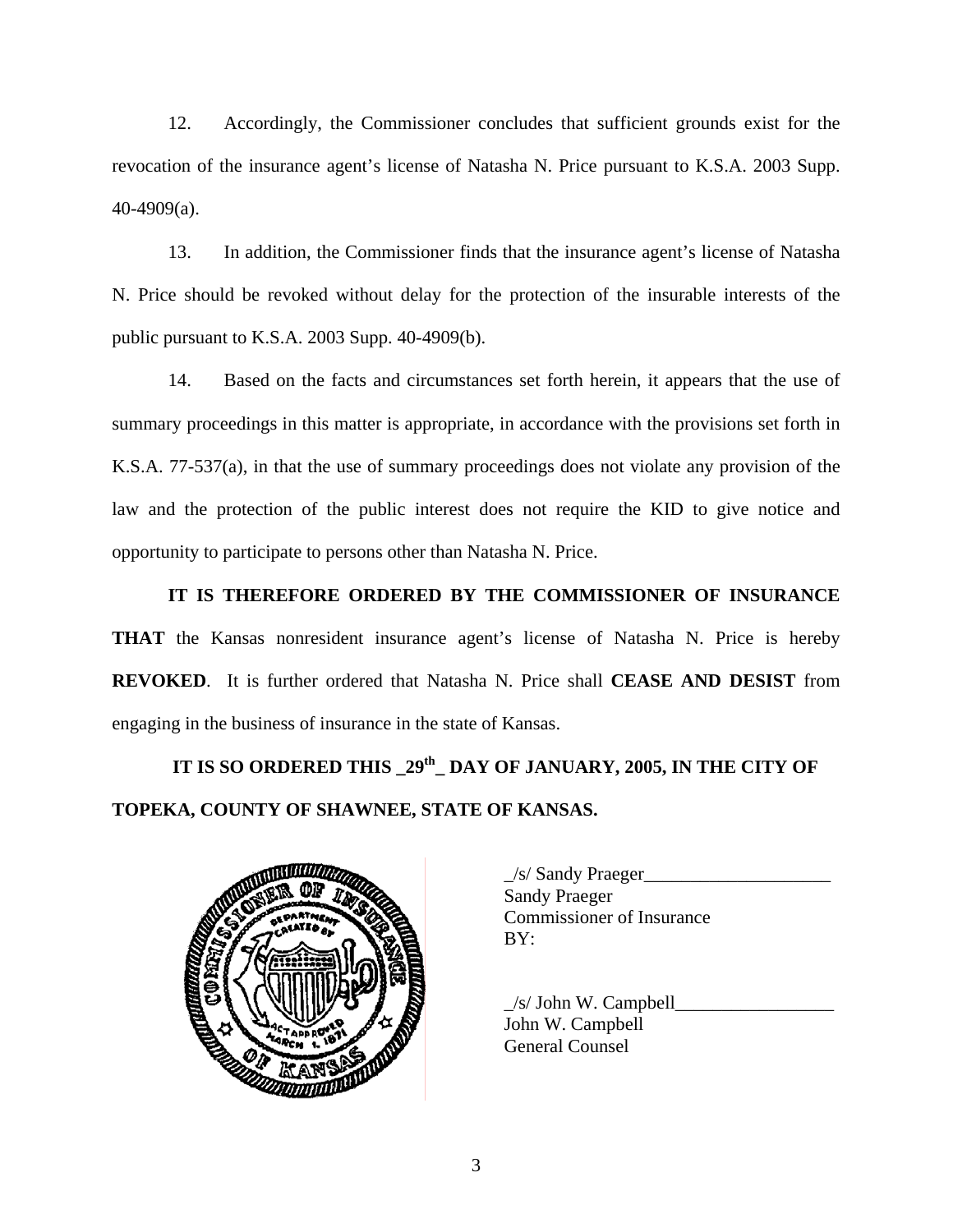12. Accordingly, the Commissioner concludes that sufficient grounds exist for the revocation of the insurance agent's license of Natasha N. Price pursuant to K.S.A. 2003 Supp. 40-4909(a).

13. In addition, the Commissioner finds that the insurance agent's license of Natasha N. Price should be revoked without delay for the protection of the insurable interests of the public pursuant to K.S.A. 2003 Supp. 40-4909(b).

14. Based on the facts and circumstances set forth herein, it appears that the use of summary proceedings in this matter is appropriate, in accordance with the provisions set forth in K.S.A. 77-537(a), in that the use of summary proceedings does not violate any provision of the law and the protection of the public interest does not require the KID to give notice and opportunity to participate to persons other than Natasha N. Price.

**IT IS THEREFORE ORDERED BY THE COMMISSIONER OF INSURANCE THAT** the Kansas nonresident insurance agent's license of Natasha N. Price is hereby **REVOKED**. It is further ordered that Natasha N. Price shall **CEASE AND DESIST** from engaging in the business of insurance in the state of Kansas.

**IT IS SO ORDERED THIS _29th_ DAY OF JANUARY, 2005, IN THE CITY OF TOPEKA, COUNTY OF SHAWNEE, STATE OF KANSAS.**

_/s/ Sandy Praeger____________________
Sandy Praeger
Commissioner of Insurance
BY:

_/s/ John W. Campbell_________________
John W. Campbell
General Counsel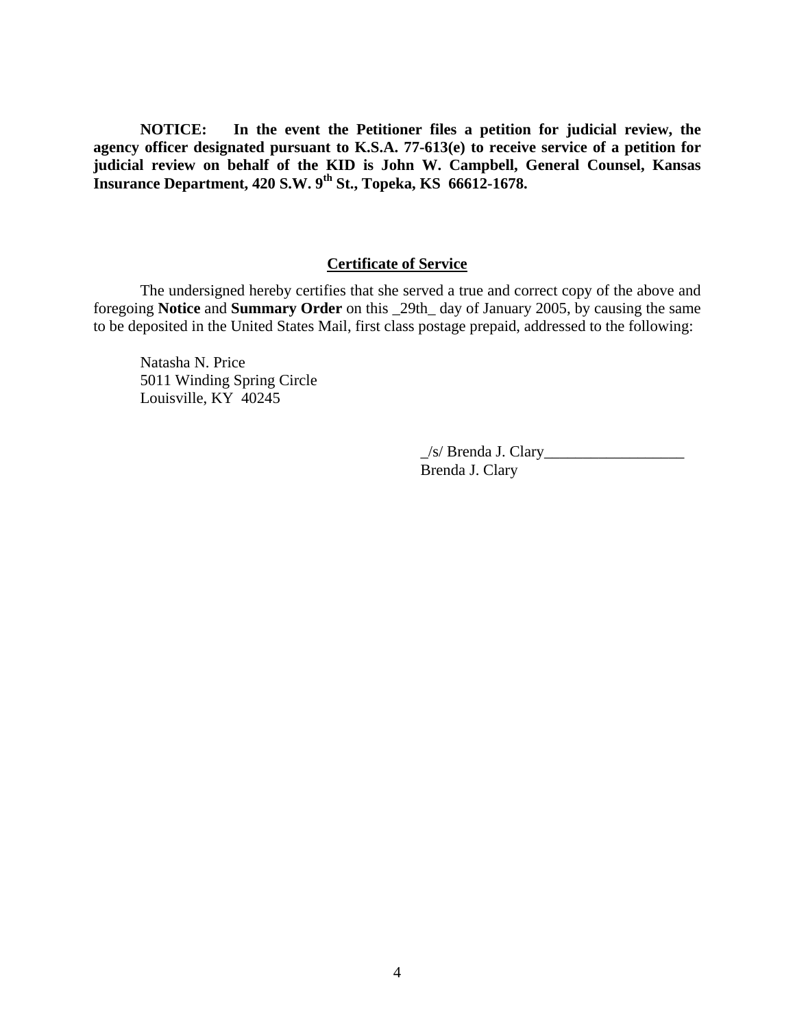**NOTICE: In the event the Petitioner files a petition for judicial review, the agency officer designated pursuant to K.S.A. 77-613(e) to receive service of a petition for judicial review on behalf of the KID is John W. Campbell, General Counsel, Kansas Insurance Department, 420 S.W. 9th St., Topeka, KS 66612-1678.**

**Certificate of Service**

The undersigned hereby certifies that she served a true and correct copy of the above and foregoing **Notice** and **Summary Order** on this _29th_ day of January 2005, by causing the same to be deposited in the United States Mail, first class postage prepaid, addressed to the following:

Natasha N. Price
5011 Winding Spring Circle
Louisville, KY 40245

_/s/ Brenda J. Clary__________________
Brenda J. Clary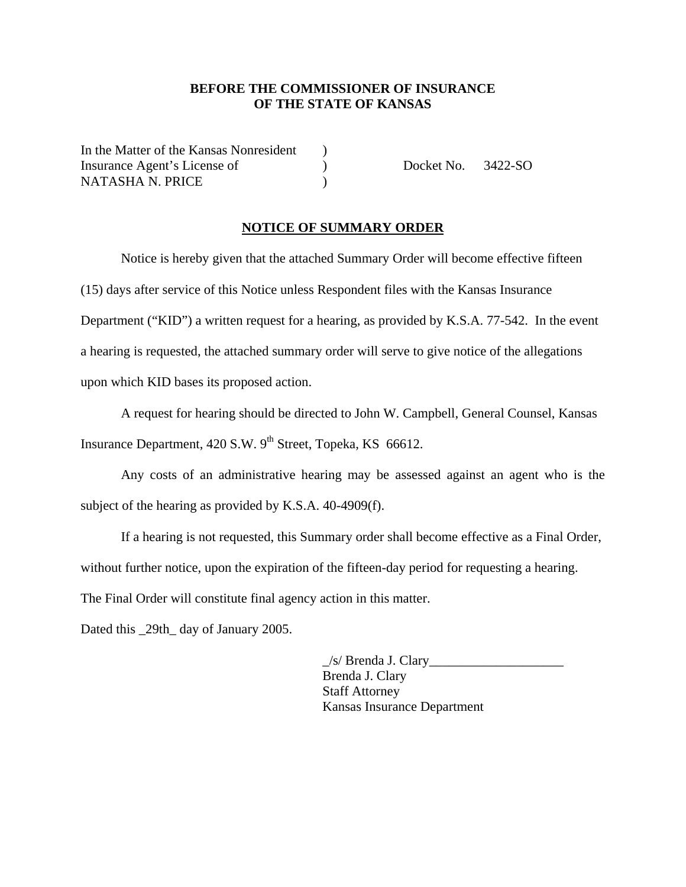**BEFORE THE COMMISSIONER OF INSURANCE**
**OF THE STATE OF KANSAS**

| | | |
|---|---|---|
| In the Matter of the Kansas Nonresident | ) | |
| Insurance Agent's License of | ) | Docket No. 3422-SO |
| NATASHA N. PRICE | ) | |

**NOTICE OF SUMMARY ORDER**

Notice is hereby given that the attached Summary Order will become effective fifteen (15) days after service of this Notice unless Respondent files with the Kansas Insurance Department ("KID") a written request for a hearing, as provided by K.S.A. 77-542. In the event a hearing is requested, the attached summary order will serve to give notice of the allegations upon which KID bases its proposed action.

A request for hearing should be directed to John W. Campbell, General Counsel, Kansas Insurance Department, 420 S.W. 9th Street, Topeka, KS 66612.

Any costs of an administrative hearing may be assessed against an agent who is the subject of the hearing as provided by K.S.A. 40-4909(f).

If a hearing is not requested, this Summary order shall become effective as a Final Order, without further notice, upon the expiration of the fifteen-day period for requesting a hearing. The Final Order will constitute final agency action in this matter.

Dated this _29th_ day of January 2005.

_/s/ Brenda J. Clary____________________
Brenda J. Clary
Staff Attorney
Kansas Insurance Department